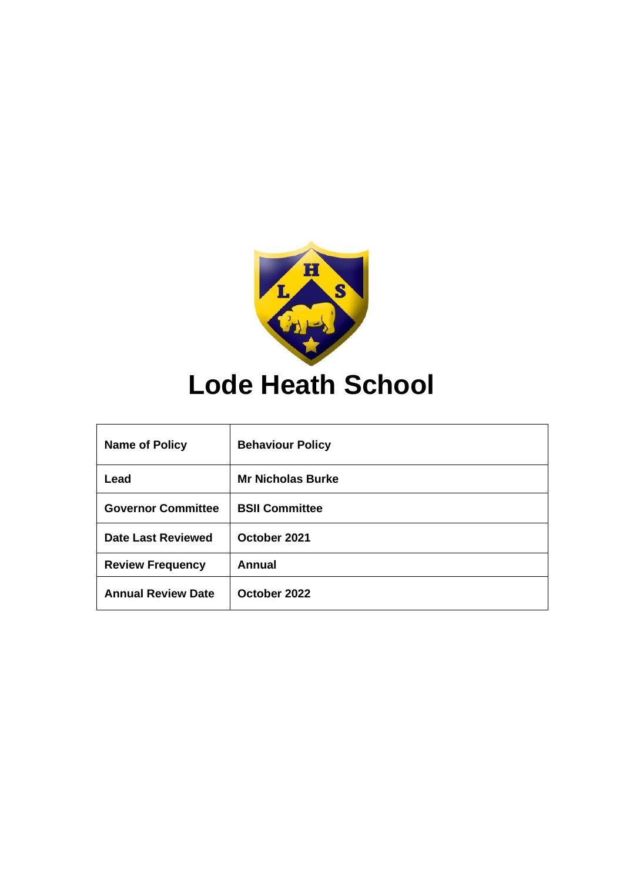# Lode Heath School

| Name of Policy | Behaviour Policy |
| --- | --- |
| Lead | Mr Nicholas Burke |
| Governor Committee | BSII Committee |
| Date Last Reviewed | October 2021 |
| Review Frequency | Annual |
| Annual Review Date | October 2022 |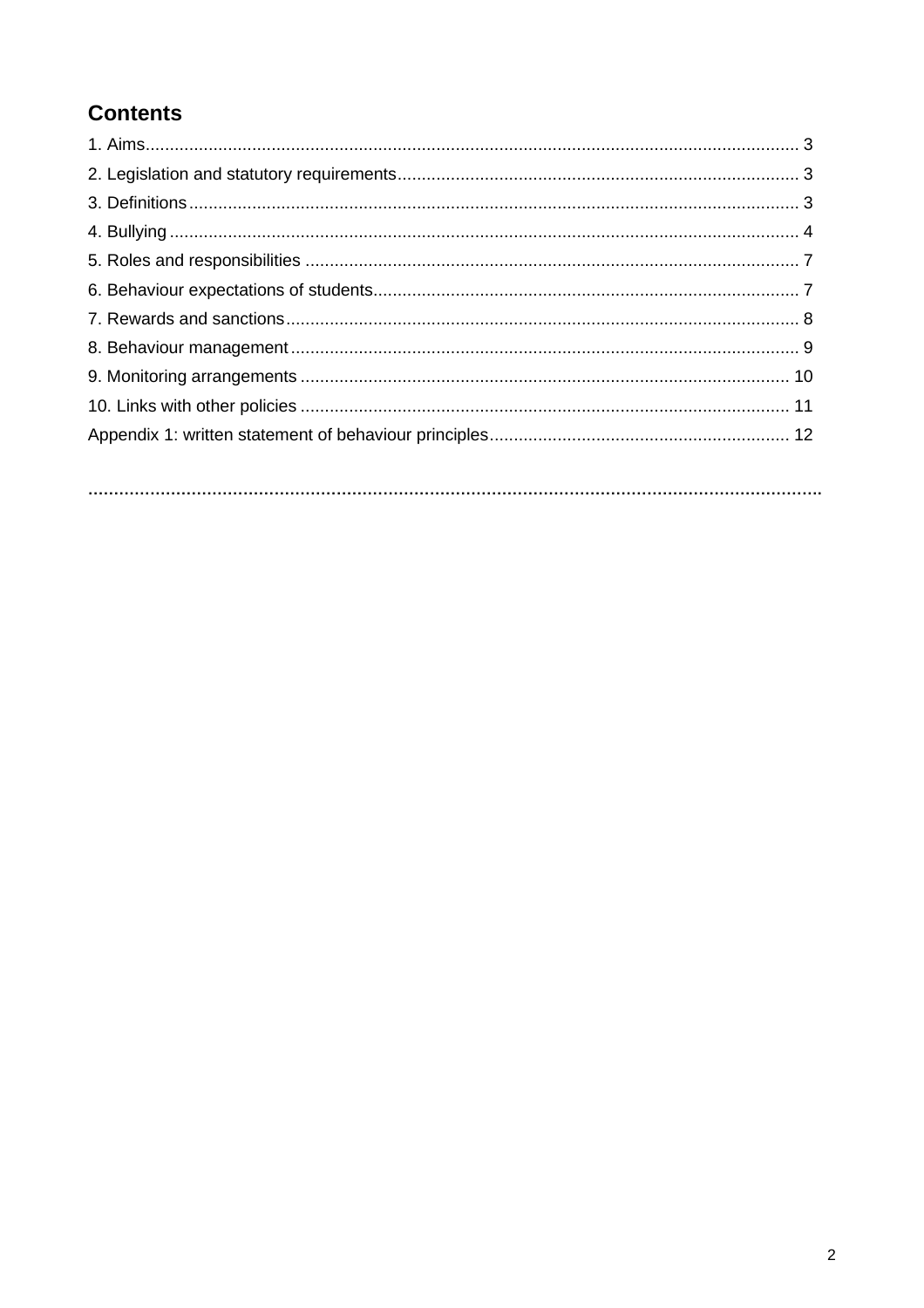## Contents

1. Aims ........................................................................................................ 3
2. Legislation and statutory requirements ........................................................................ 3
3. Definitions ........................................................................................................ 3
4. Bullying ........................................................................................................ 4
5. Roles and responsibilities ........................................................................................ 7
6. Behaviour expectations of students ........................................................................ 7
7. Rewards and sanctions ........................................................................................ 8
8. Behaviour management ........................................................................................ 9
9. Monitoring arrangements ........................................................................................ 10
10. Links with other policies ........................................................................................ 11

Appendix 1: written statement of behaviour principles ........................................................ 12

..............................................................................................................................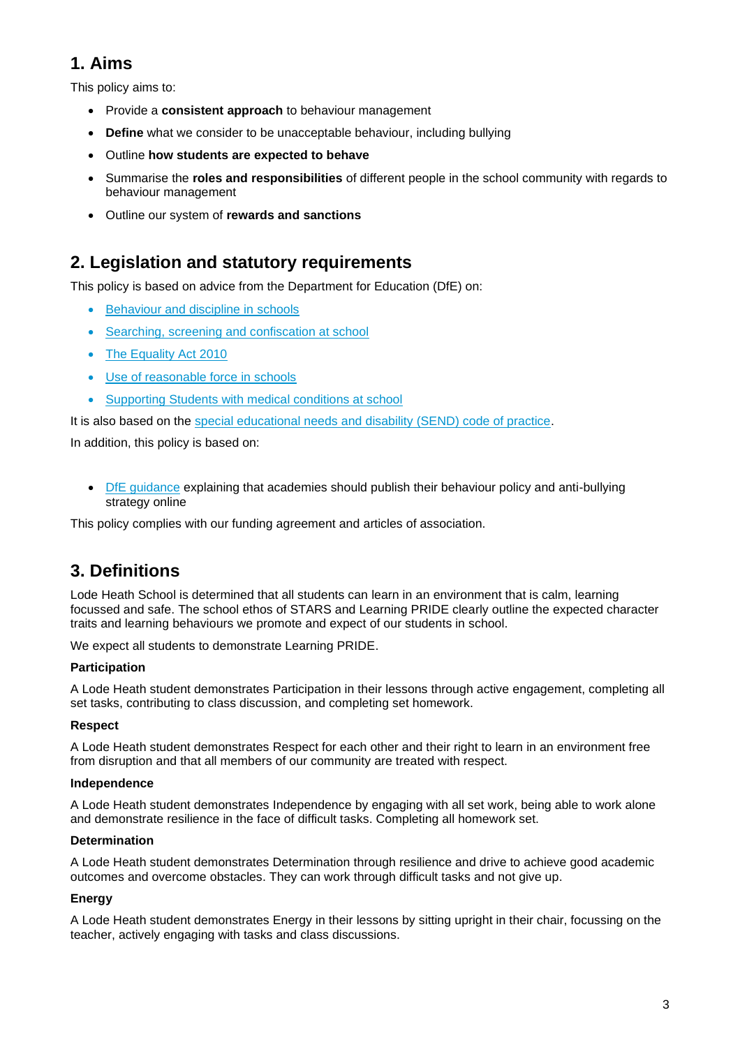## 1. Aims

This policy aims to:

- Provide a **consistent approach** to behaviour management
- **Define** what we consider to be unacceptable behaviour, including bullying
- Outline **how students are expected to behave**
- Summarise the **roles and responsibilities** of different people in the school community with regards to behaviour management
- Outline our system of **rewards and sanctions**

## 2. Legislation and statutory requirements

This policy is based on advice from the Department for Education (DfE) on:

- Behaviour and discipline in schools
- Searching, screening and confiscation at school
- The Equality Act 2010
- Use of reasonable force in schools
- Supporting Students with medical conditions at school

It is also based on the special educational needs and disability (SEND) code of practice.

In addition, this policy is based on:

- DfE guidance explaining that academies should publish their behaviour policy and anti-bullying strategy online

This policy complies with our funding agreement and articles of association.

## 3. Definitions

Lode Heath School is determined that all students can learn in an environment that is calm, learning focussed and safe. The school ethos of STARS and Learning PRIDE clearly outline the expected character traits and learning behaviours we promote and expect of our students in school.

We expect all students to demonstrate Learning PRIDE.

**Participation**

A Lode Heath student demonstrates Participation in their lessons through active engagement, completing all set tasks, contributing to class discussion, and completing set homework.

**Respect**

A Lode Heath student demonstrates Respect for each other and their right to learn in an environment free from disruption and that all members of our community are treated with respect.

**Independence**

A Lode Heath student demonstrates Independence by engaging with all set work, being able to work alone and demonstrate resilience in the face of difficult tasks. Completing all homework set.

**Determination**

A Lode Heath student demonstrates Determination through resilience and drive to achieve good academic outcomes and overcome obstacles. They can work through difficult tasks and not give up.

**Energy**

A Lode Heath student demonstrates Energy in their lessons by sitting upright in their chair, focussing on the teacher, actively engaging with tasks and class discussions.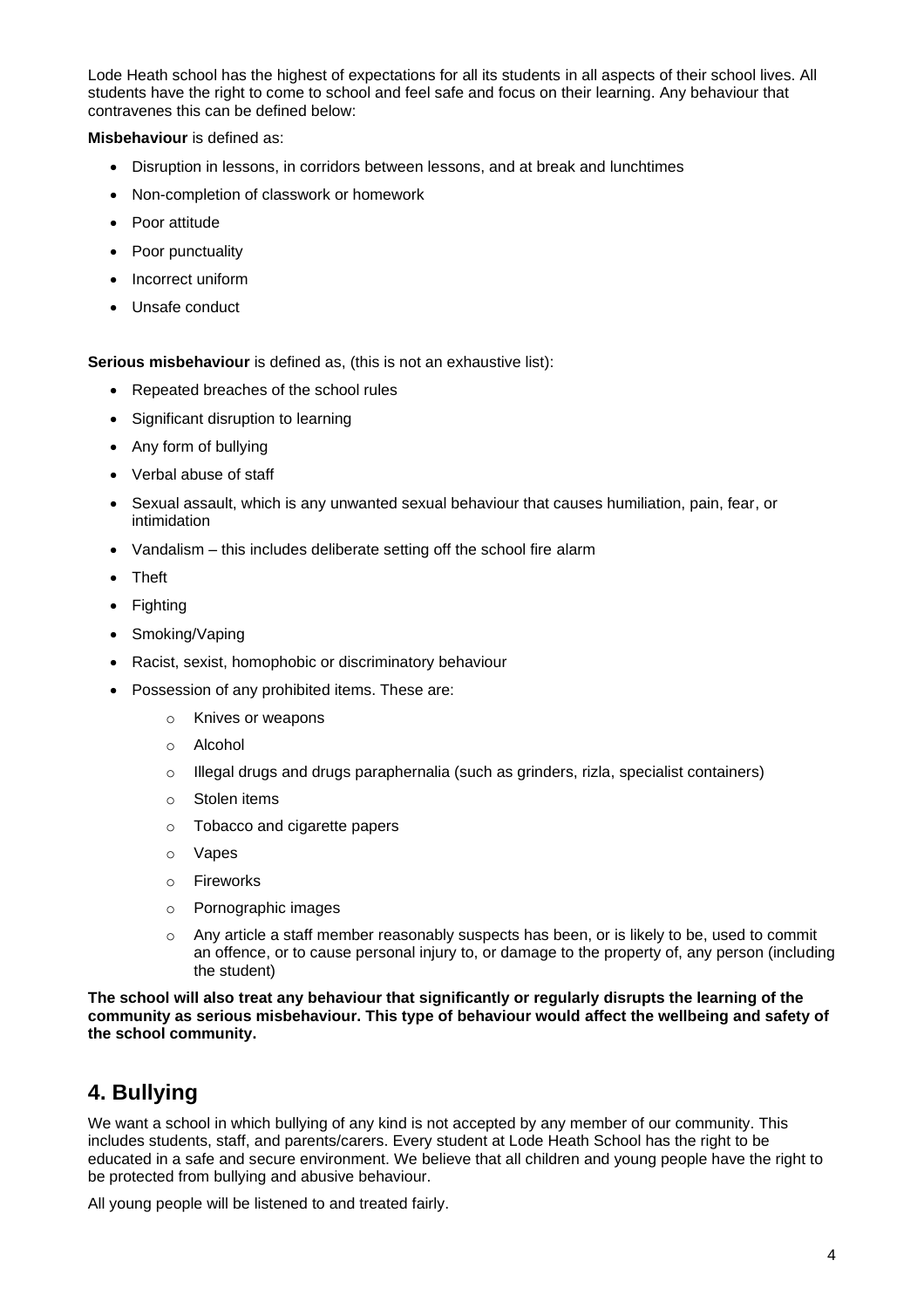Lode Heath school has the highest of expectations for all its students in all aspects of their school lives. All students have the right to come to school and feel safe and focus on their learning. Any behaviour that contravenes this can be defined below:

**Misbehaviour** is defined as:

- Disruption in lessons, in corridors between lessons, and at break and lunchtimes
- Non-completion of classwork or homework
- Poor attitude
- Poor punctuality
- Incorrect uniform
- Unsafe conduct

**Serious misbehaviour** is defined as, (this is not an exhaustive list):

- Repeated breaches of the school rules
- Significant disruption to learning
- Any form of bullying
- Verbal abuse of staff
- Sexual assault, which is any unwanted sexual behaviour that causes humiliation, pain, fear, or intimidation
- Vandalism – this includes deliberate setting off the school fire alarm
- Theft
- Fighting
- Smoking/Vaping
- Racist, sexist, homophobic or discriminatory behaviour
- Possession of any prohibited items. These are:
    - Knives or weapons
    - Alcohol
    - Illegal drugs and drugs paraphernalia (such as grinders, rizla, specialist containers)
    - Stolen items
    - Tobacco and cigarette papers
    - Vapes
    - Fireworks
    - Pornographic images
    - Any article a staff member reasonably suspects has been, or is likely to be, used to commit an offence, or to cause personal injury to, or damage to the property of, any person (including the student)

**The school will also treat any behaviour that significantly or regularly disrupts the learning of the community as serious misbehaviour. This type of behaviour would affect the wellbeing and safety of the school community.**

## 4. Bullying

We want a school in which bullying of any kind is not accepted by any member of our community. This includes students, staff, and parents/carers. Every student at Lode Heath School has the right to be educated in a safe and secure environment. We believe that all children and young people have the right to be protected from bullying and abusive behaviour.

All young people will be listened to and treated fairly.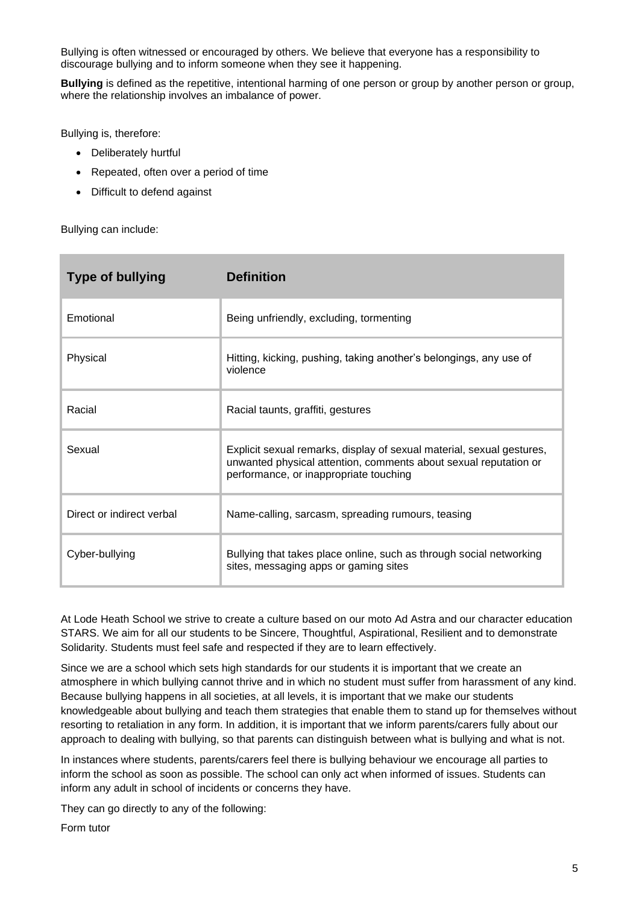Bullying is often witnessed or encouraged by others. We believe that everyone has a responsibility to discourage bullying and to inform someone when they see it happening.

**Bullying** is defined as the repetitive, intentional harming of one person or group by another person or group, where the relationship involves an imbalance of power.

Bullying is, therefore:

- Deliberately hurtful
- Repeated, often over a period of time
- Difficult to defend against

Bullying can include:

| Type of bullying | Definition |
| --- | --- |
| Emotional | Being unfriendly, excluding, tormenting |
| Physical | Hitting, kicking, pushing, taking another's belongings, any use of violence |
| Racial | Racial taunts, graffiti, gestures |
| Sexual | Explicit sexual remarks, display of sexual material, sexual gestures, unwanted physical attention, comments about sexual reputation or performance, or inappropriate touching |
| Direct or indirect verbal | Name-calling, sarcasm, spreading rumours, teasing |
| Cyber-bullying | Bullying that takes place online, such as through social networking sites, messaging apps or gaming sites |

At Lode Heath School we strive to create a culture based on our moto Ad Astra and our character education STARS. We aim for all our students to be Sincere, Thoughtful, Aspirational, Resilient and to demonstrate Solidarity. Students must feel safe and respected if they are to learn effectively.

Since we are a school which sets high standards for our students it is important that we create an atmosphere in which bullying cannot thrive and in which no student must suffer from harassment of any kind. Because bullying happens in all societies, at all levels, it is important that we make our students knowledgeable about bullying and teach them strategies that enable them to stand up for themselves without resorting to retaliation in any form. In addition, it is important that we inform parents/carers fully about our approach to dealing with bullying, so that parents can distinguish between what is bullying and what is not.

In instances where students, parents/carers feel there is bullying behaviour we encourage all parties to inform the school as soon as possible. The school can only act when informed of issues. Students can inform any adult in school of incidents or concerns they have.

They can go directly to any of the following:

Form tutor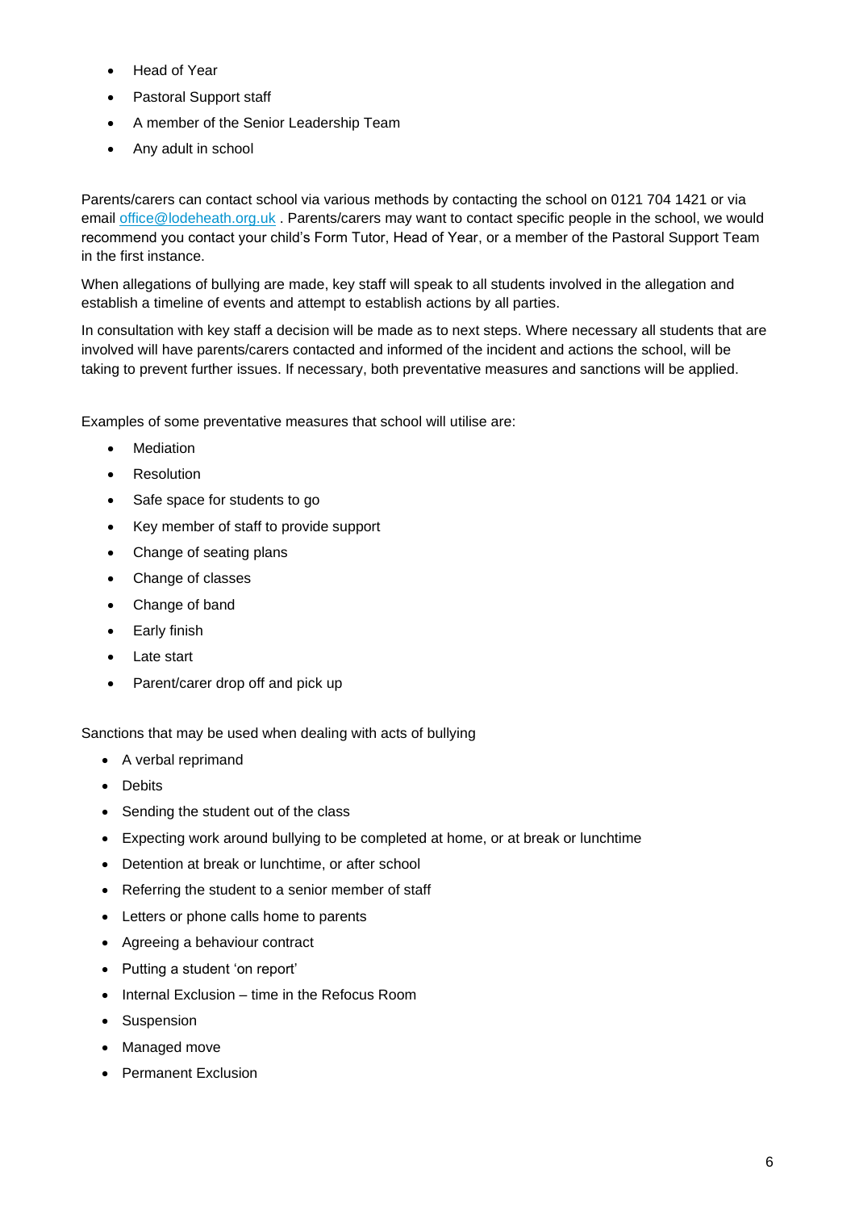- Head of Year
- Pastoral Support staff
- A member of the Senior Leadership Team
- Any adult in school

Parents/carers can contact school via various methods by contacting the school on 0121 704 1421 or via email office@lodeheath.org.uk . Parents/carers may want to contact specific people in the school, we would recommend you contact your child's Form Tutor, Head of Year, or a member of the Pastoral Support Team in the first instance.

When allegations of bullying are made, key staff will speak to all students involved in the allegation and establish a timeline of events and attempt to establish actions by all parties.

In consultation with key staff a decision will be made as to next steps. Where necessary all students that are involved will have parents/carers contacted and informed of the incident and actions the school, will be taking to prevent further issues. If necessary, both preventative measures and sanctions will be applied.

Examples of some preventative measures that school will utilise are:

- Mediation
- Resolution
- Safe space for students to go
- Key member of staff to provide support
- Change of seating plans
- Change of classes
- Change of band
- Early finish
- Late start
- Parent/carer drop off and pick up

Sanctions that may be used when dealing with acts of bullying

- A verbal reprimand
- Debits
- Sending the student out of the class
- Expecting work around bullying to be completed at home, or at break or lunchtime
- Detention at break or lunchtime, or after school
- Referring the student to a senior member of staff
- Letters or phone calls home to parents
- Agreeing a behaviour contract
- Putting a student 'on report'
- Internal Exclusion – time in the Refocus Room
- Suspension
- Managed move
- Permanent Exclusion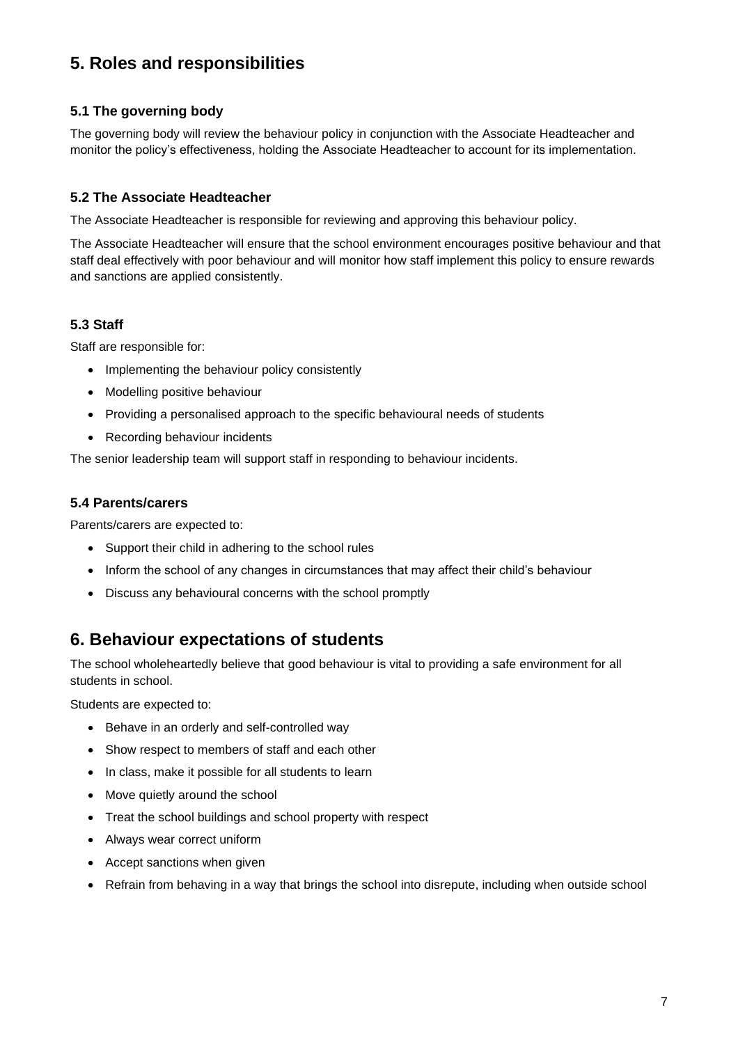## 5. Roles and responsibilities

### 5.1 The governing body

The governing body will review the behaviour policy in conjunction with the Associate Headteacher and monitor the policy's effectiveness, holding the Associate Headteacher to account for its implementation.

### 5.2 The Associate Headteacher

The Associate Headteacher is responsible for reviewing and approving this behaviour policy.

The Associate Headteacher will ensure that the school environment encourages positive behaviour and that staff deal effectively with poor behaviour and will monitor how staff implement this policy to ensure rewards and sanctions are applied consistently.

### 5.3 Staff

Staff are responsible for:

- Implementing the behaviour policy consistently
- Modelling positive behaviour
- Providing a personalised approach to the specific behavioural needs of students
- Recording behaviour incidents

The senior leadership team will support staff in responding to behaviour incidents.

### 5.4 Parents/carers

Parents/carers are expected to:

- Support their child in adhering to the school rules
- Inform the school of any changes in circumstances that may affect their child's behaviour
- Discuss any behavioural concerns with the school promptly

## 6. Behaviour expectations of students

The school wholeheartedly believe that good behaviour is vital to providing a safe environment for all students in school.

Students are expected to:

- Behave in an orderly and self-controlled way
- Show respect to members of staff and each other
- In class, make it possible for all students to learn
- Move quietly around the school
- Treat the school buildings and school property with respect
- Always wear correct uniform
- Accept sanctions when given
- Refrain from behaving in a way that brings the school into disrepute, including when outside school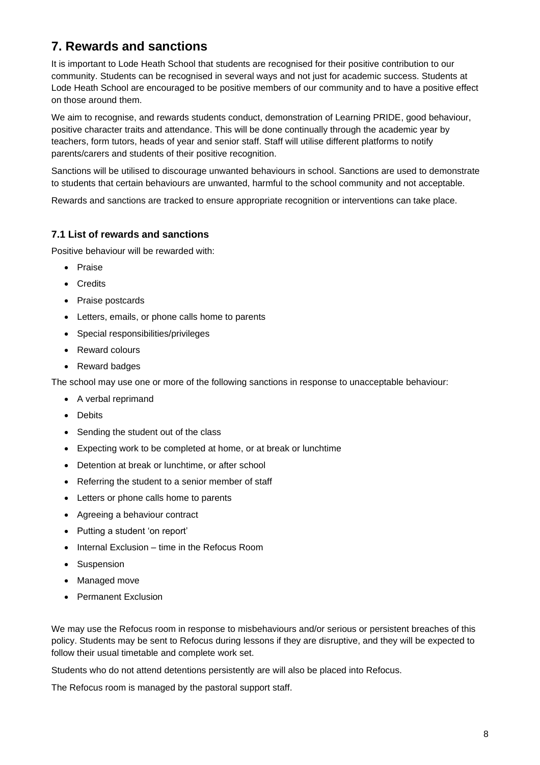## 7. Rewards and sanctions

It is important to Lode Heath School that students are recognised for their positive contribution to our community. Students can be recognised in several ways and not just for academic success. Students at Lode Heath School are encouraged to be positive members of our community and to have a positive effect on those around them.

We aim to recognise, and rewards students conduct, demonstration of Learning PRIDE, good behaviour, positive character traits and attendance. This will be done continually through the academic year by teachers, form tutors, heads of year and senior staff. Staff will utilise different platforms to notify parents/carers and students of their positive recognition.

Sanctions will be utilised to discourage unwanted behaviours in school. Sanctions are used to demonstrate to students that certain behaviours are unwanted, harmful to the school community and not acceptable.

Rewards and sanctions are tracked to ensure appropriate recognition or interventions can take place.

### 7.1 List of rewards and sanctions

Positive behaviour will be rewarded with:

- Praise
- Credits
- Praise postcards
- Letters, emails, or phone calls home to parents
- Special responsibilities/privileges
- Reward colours
- Reward badges

The school may use one or more of the following sanctions in response to unacceptable behaviour:

- A verbal reprimand
- Debits
- Sending the student out of the class
- Expecting work to be completed at home, or at break or lunchtime
- Detention at break or lunchtime, or after school
- Referring the student to a senior member of staff
- Letters or phone calls home to parents
- Agreeing a behaviour contract
- Putting a student 'on report'
- Internal Exclusion – time in the Refocus Room
- Suspension
- Managed move
- Permanent Exclusion

We may use the Refocus room in response to misbehaviours and/or serious or persistent breaches of this policy. Students may be sent to Refocus during lessons if they are disruptive, and they will be expected to follow their usual timetable and complete work set.

Students who do not attend detentions persistently are will also be placed into Refocus.

The Refocus room is managed by the pastoral support staff.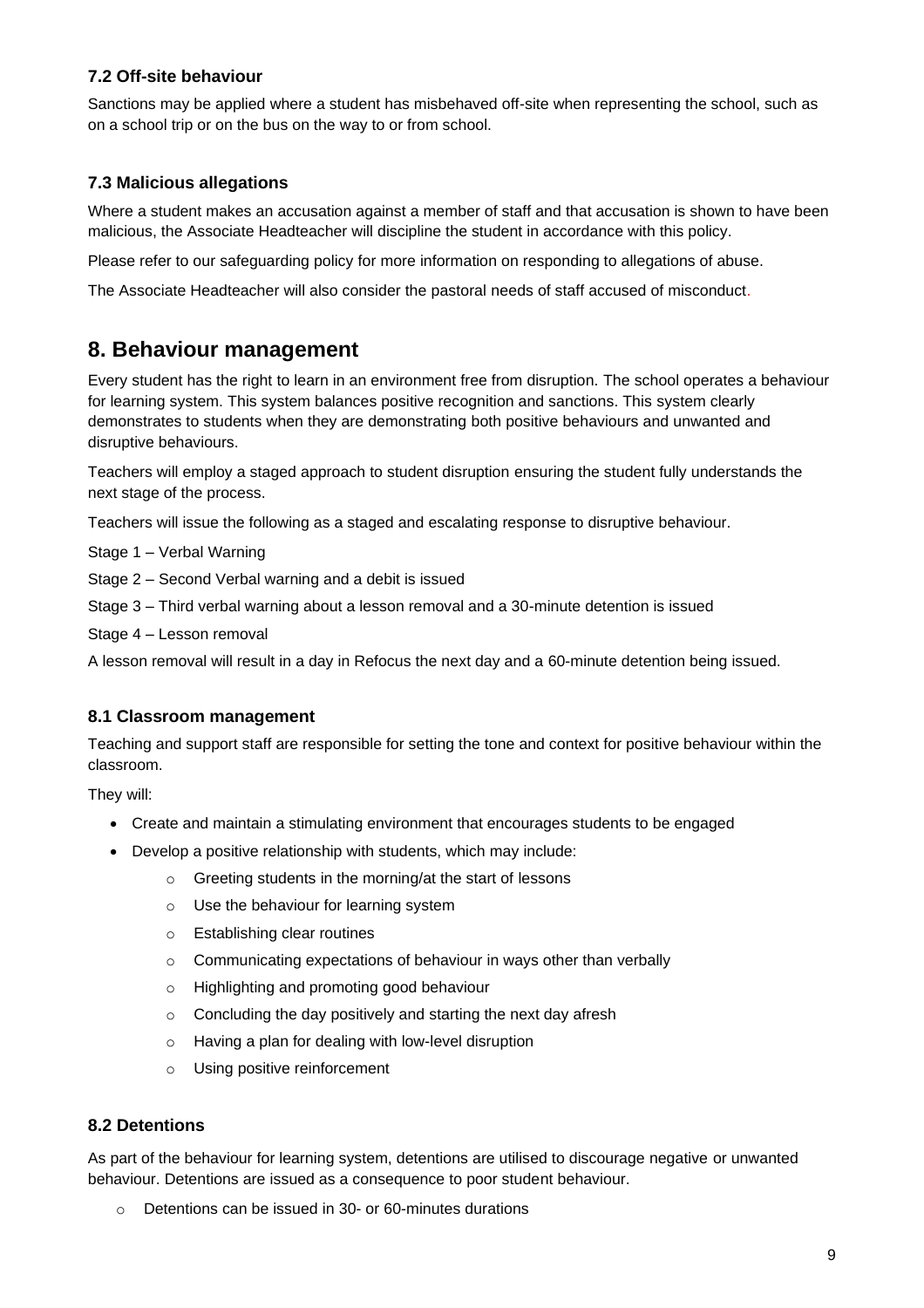### 7.2 Off-site behaviour

Sanctions may be applied where a student has misbehaved off-site when representing the school, such as on a school trip or on the bus on the way to or from school.

### 7.3 Malicious allegations

Where a student makes an accusation against a member of staff and that accusation is shown to have been malicious, the Associate Headteacher will discipline the student in accordance with this policy.

Please refer to our safeguarding policy for more information on responding to allegations of abuse.

The Associate Headteacher will also consider the pastoral needs of staff accused of misconduct.

## 8. Behaviour management

Every student has the right to learn in an environment free from disruption. The school operates a behaviour for learning system. This system balances positive recognition and sanctions. This system clearly demonstrates to students when they are demonstrating both positive behaviours and unwanted and disruptive behaviours.

Teachers will employ a staged approach to student disruption ensuring the student fully understands the next stage of the process.

Teachers will issue the following as a staged and escalating response to disruptive behaviour.

Stage 1 – Verbal Warning

Stage 2 – Second Verbal warning and a debit is issued

Stage 3 – Third verbal warning about a lesson removal and a 30-minute detention is issued

Stage 4 – Lesson removal

A lesson removal will result in a day in Refocus the next day and a 60-minute detention being issued.

### 8.1 Classroom management

Teaching and support staff are responsible for setting the tone and context for positive behaviour within the classroom.

They will:

- Create and maintain a stimulating environment that encourages students to be engaged
- Develop a positive relationship with students, which may include:
    - Greeting students in the morning/at the start of lessons
    - Use the behaviour for learning system
    - Establishing clear routines
    - Communicating expectations of behaviour in ways other than verbally
    - Highlighting and promoting good behaviour
    - Concluding the day positively and starting the next day afresh
    - Having a plan for dealing with low-level disruption
    - Using positive reinforcement

### 8.2 Detentions

As part of the behaviour for learning system, detentions are utilised to discourage negative or unwanted behaviour. Detentions are issued as a consequence to poor student behaviour.

- Detentions can be issued in 30- or 60-minutes durations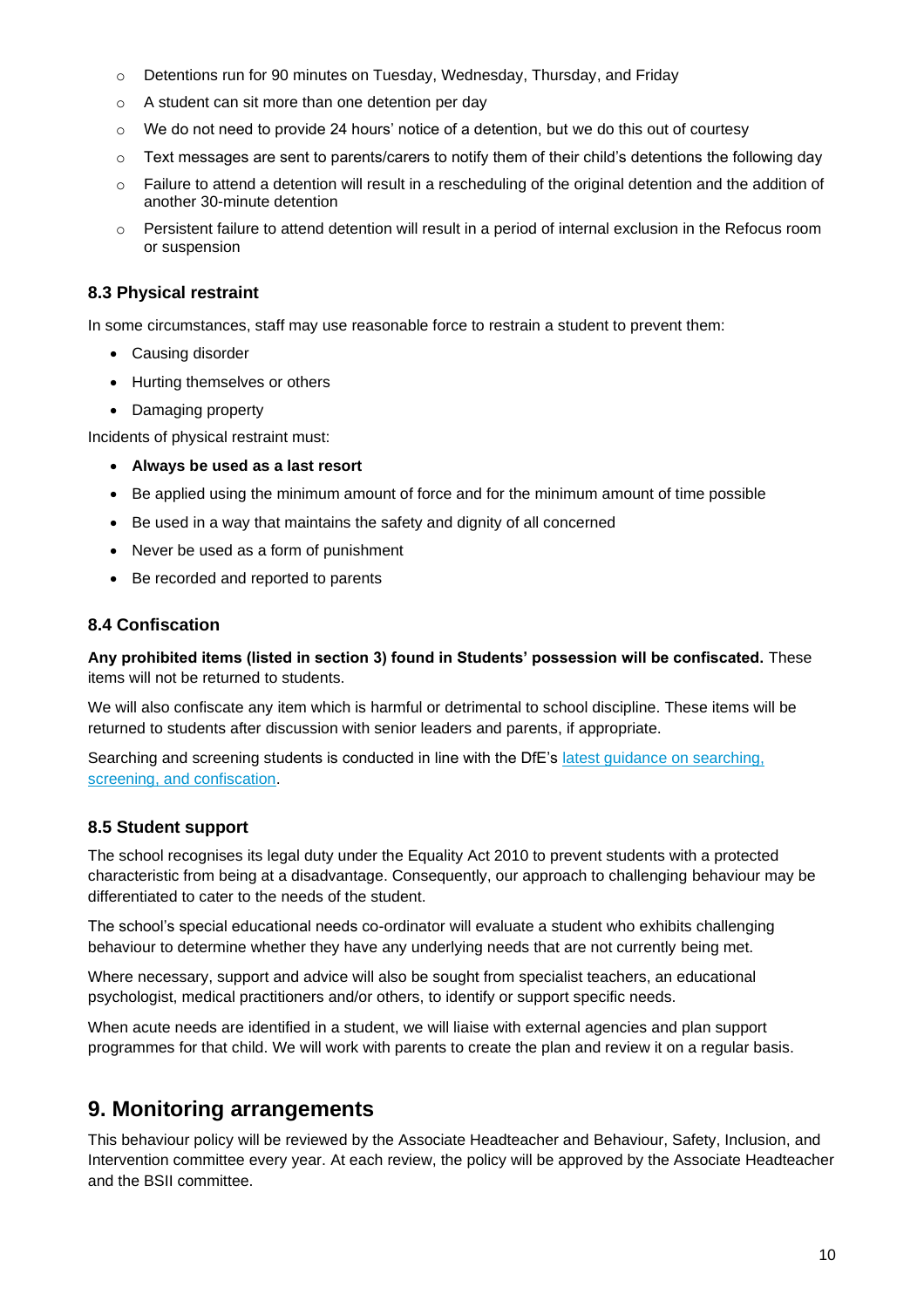- Detentions run for 90 minutes on Tuesday, Wednesday, Thursday, and Friday
- A student can sit more than one detention per day
- We do not need to provide 24 hours' notice of a detention, but we do this out of courtesy
- Text messages are sent to parents/carers to notify them of their child's detentions the following day
- Failure to attend a detention will result in a rescheduling of the original detention and the addition of another 30-minute detention
- Persistent failure to attend detention will result in a period of internal exclusion in the Refocus room or suspension

### 8.3 Physical restraint

In some circumstances, staff may use reasonable force to restrain a student to prevent them:

- Causing disorder
- Hurting themselves or others
- Damaging property

Incidents of physical restraint must:

- **Always be used as a last resort**
- Be applied using the minimum amount of force and for the minimum amount of time possible
- Be used in a way that maintains the safety and dignity of all concerned
- Never be used as a form of punishment
- Be recorded and reported to parents

### 8.4 Confiscation

**Any prohibited items (listed in section 3) found in Students' possession will be confiscated.** These items will not be returned to students.

We will also confiscate any item which is harmful or detrimental to school discipline. These items will be returned to students after discussion with senior leaders and parents, if appropriate.

Searching and screening students is conducted in line with the DfE's [latest guidance on searching, screening, and confiscation](#).

### 8.5 Student support

The school recognises its legal duty under the Equality Act 2010 to prevent students with a protected characteristic from being at a disadvantage. Consequently, our approach to challenging behaviour may be differentiated to cater to the needs of the student.

The school's special educational needs co-ordinator will evaluate a student who exhibits challenging behaviour to determine whether they have any underlying needs that are not currently being met.

Where necessary, support and advice will also be sought from specialist teachers, an educational psychologist, medical practitioners and/or others, to identify or support specific needs.

When acute needs are identified in a student, we will liaise with external agencies and plan support programmes for that child. We will work with parents to create the plan and review it on a regular basis.

## 9. Monitoring arrangements

This behaviour policy will be reviewed by the Associate Headteacher and Behaviour, Safety, Inclusion, and Intervention committee every year. At each review, the policy will be approved by the Associate Headteacher and the BSII committee.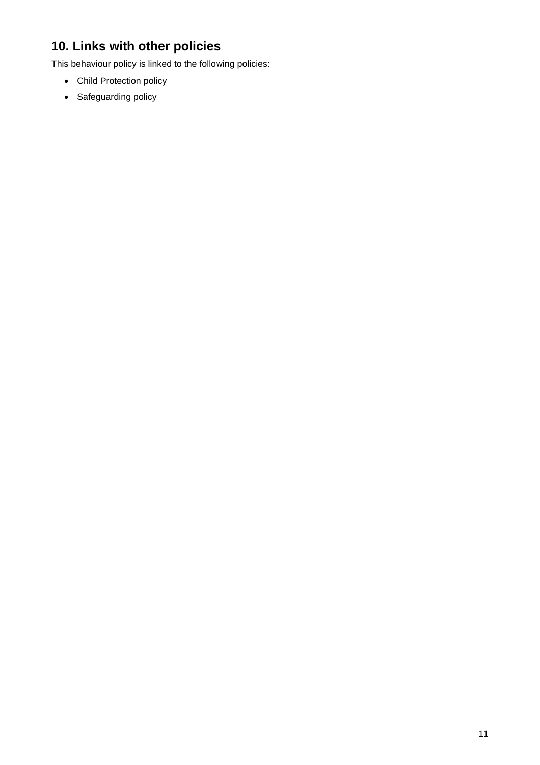## 10. Links with other policies

This behaviour policy is linked to the following policies:

- Child Protection policy
- Safeguarding policy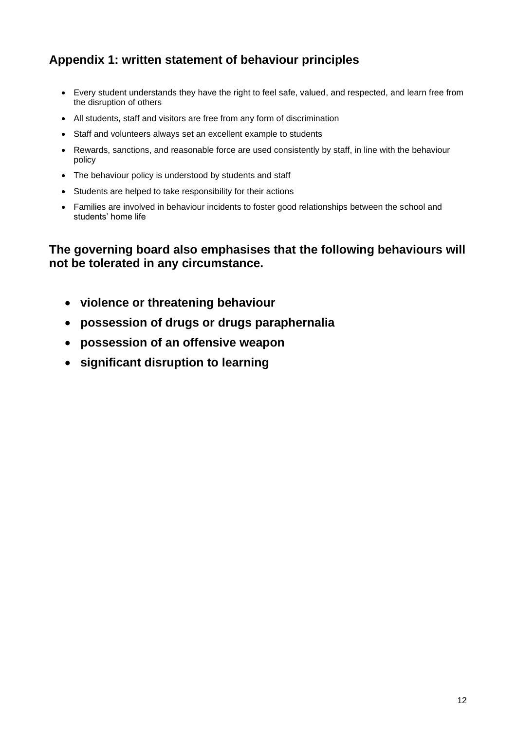## Appendix 1: written statement of behaviour principles

- Every student understands they have the right to feel safe, valued, and respected, and learn free from the disruption of others
- All students, staff and visitors are free from any form of discrimination
- Staff and volunteers always set an excellent example to students
- Rewards, sanctions, and reasonable force are used consistently by staff, in line with the behaviour policy
- The behaviour policy is understood by students and staff
- Students are helped to take responsibility for their actions
- Families are involved in behaviour incidents to foster good relationships between the school and students' home life

### The governing board also emphasises that the following behaviours will not be tolerated in any circumstance.

- **violence or threatening behaviour**
- **possession of drugs or drugs paraphernalia**
- **possession of an offensive weapon**
- **significant disruption to learning**